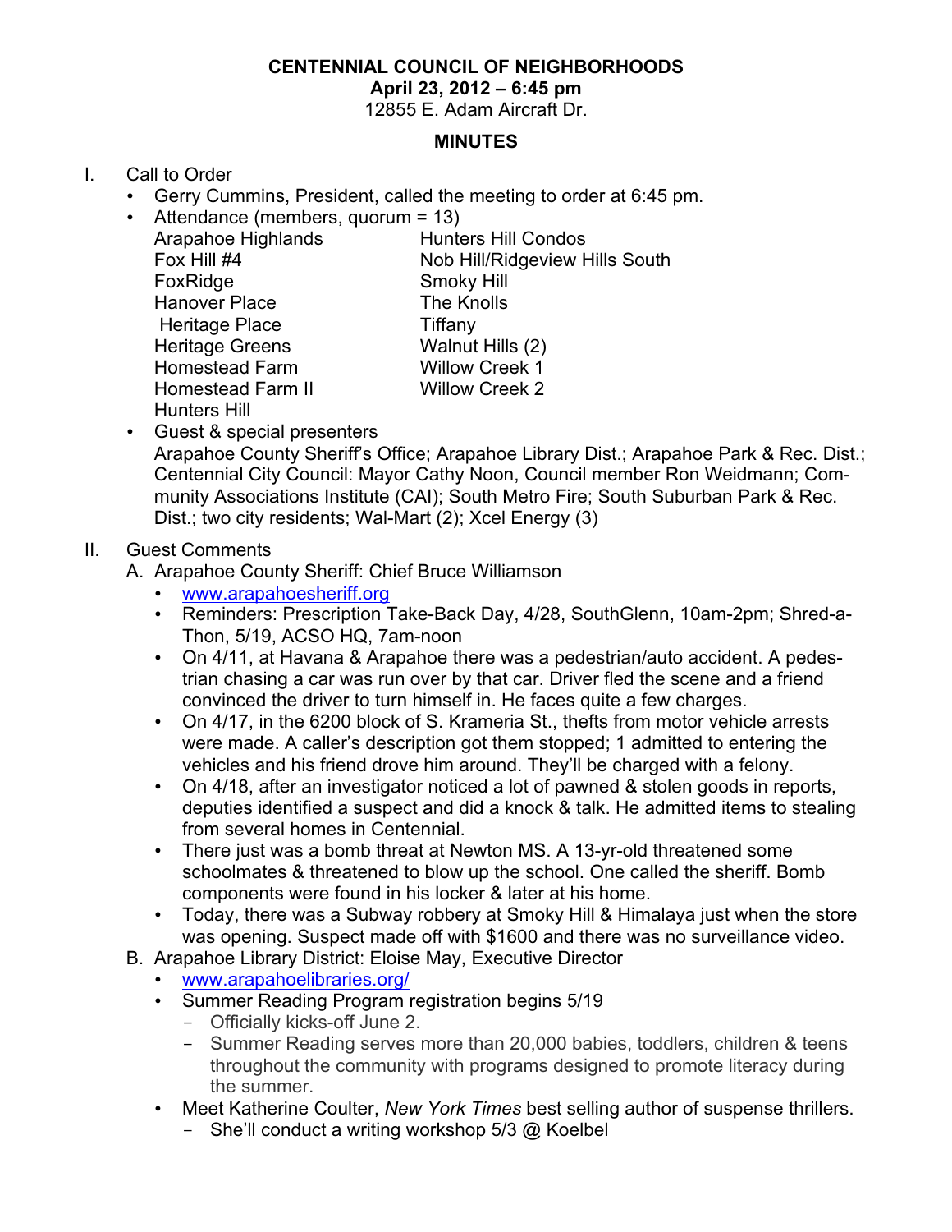**CENTENNIAL COUNCIL OF NEIGHBORHOODS**
**April 23, 2012 – 6:45 pm**
12855 E. Adam Aircraft Dr.

**MINUTES**

I. Call to Order
   - Gerry Cummins, President, called the meeting to order at 6:45 pm.
   - Attendance (members, quorum = 13)

| | |
|---|---|
| Arapahoe Highlands | Hunters Hill Condos |
| Fox Hill #4 | Nob Hill/Ridgeview Hills South |
| FoxRidge | Smoky Hill |
| Hanover Place | The Knolls |
| Heritage Place | Tiffany |
| Heritage Greens | Walnut Hills (2) |
| Homestead Farm | Willow Creek 1 |
| Homestead Farm II | Willow Creek 2 |
| Hunters Hill | |

   - Guest & special presenters
     Arapahoe County Sheriff's Office; Arapahoe Library Dist.; Arapahoe Park & Rec. Dist.; Centennial City Council: Mayor Cathy Noon, Council member Ron Weidmann; Community Associations Institute (CAI); South Metro Fire; South Suburban Park & Rec. Dist.; two city residents; Wal-Mart (2); Xcel Energy (3)

II. Guest Comments
   A. Arapahoe County Sheriff: Chief Bruce Williamson
      - www.arapahoesheriff.org
      - Reminders: Prescription Take-Back Day, 4/28, SouthGlenn, 10am-2pm; Shred-a-Thon, 5/19, ACSO HQ, 7am-noon
      - On 4/11, at Havana & Arapahoe there was a pedestrian/auto accident. A pedestrian chasing a car was run over by that car. Driver fled the scene and a friend convinced the driver to turn himself in. He faces quite a few charges.
      - On 4/17, in the 6200 block of S. Krameria St., thefts from motor vehicle arrests were made. A caller's description got them stopped; 1 admitted to entering the vehicles and his friend drove him around. They'll be charged with a felony.
      - On 4/18, after an investigator noticed a lot of pawned & stolen goods in reports, deputies identified a suspect and did a knock & talk. He admitted items to stealing from several homes in Centennial.
      - There just was a bomb threat at Newton MS. A 13-yr-old threatened some schoolmates & threatened to blow up the school. One called the sheriff. Bomb components were found in his locker & later at his home.
      - Today, there was a Subway robbery at Smoky Hill & Himalaya just when the store was opening. Suspect made off with $1600 and there was no surveillance video.

   B. Arapahoe Library District: Eloise May, Executive Director
      - www.arapahoelibraries.org/
      - Summer Reading Program registration begins 5/19
        - Officially kicks-off June 2.
        - Summer Reading serves more than 20,000 babies, toddlers, children & teens throughout the community with programs designed to promote literacy during the summer.
      - Meet Katherine Coulter, *New York Times* best selling author of suspense thrillers.
        - She'll conduct a writing workshop 5/3 @ Koelbel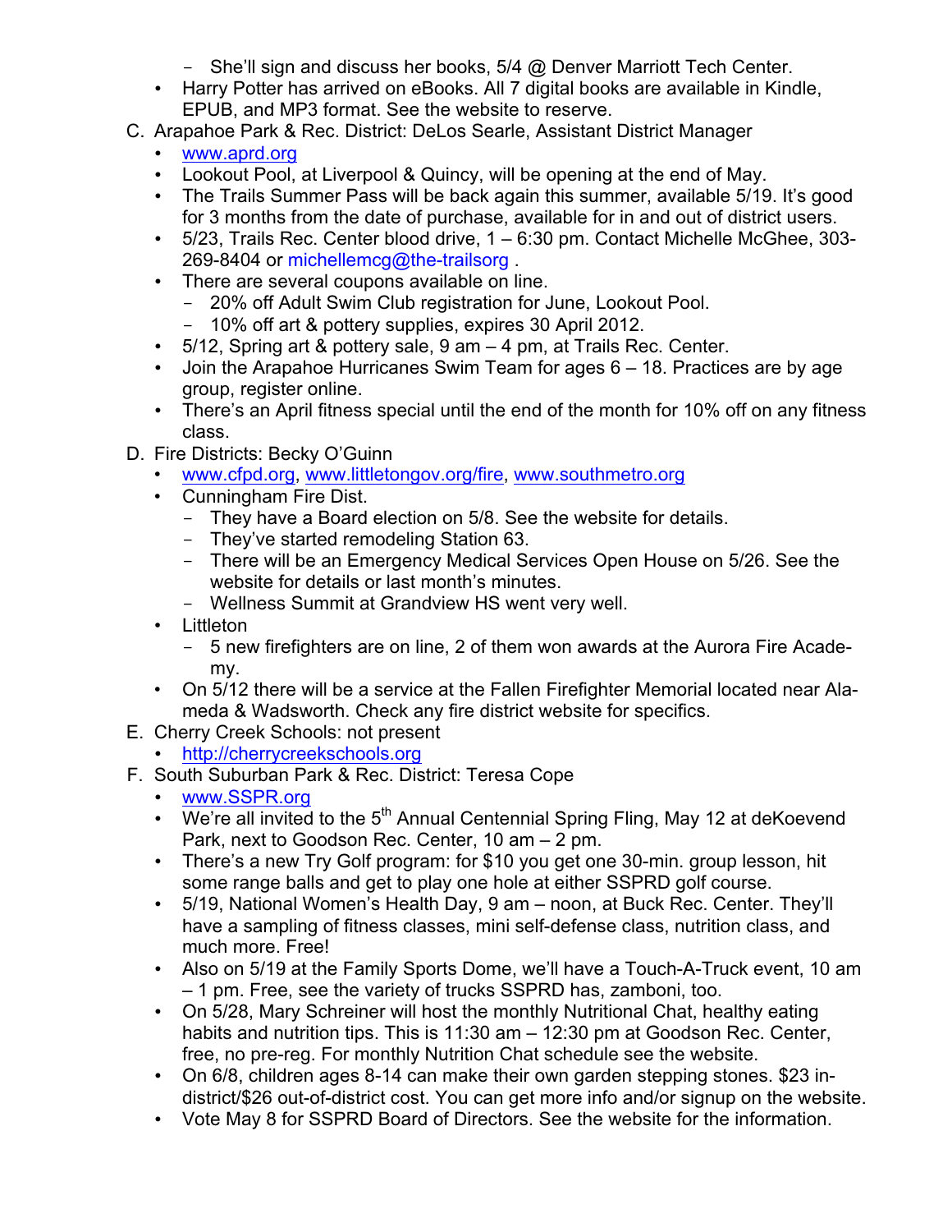- She'll sign and discuss her books, 5/4 @ Denver Marriott Tech Center.
- Harry Potter has arrived on eBooks. All 7 digital books are available in Kindle, EPUB, and MP3 format. See the website to reserve.

C. Arapahoe Park & Rec. District: DeLos Searle, Assistant District Manager
- www.aprd.org
- Lookout Pool, at Liverpool & Quincy, will be opening at the end of May.
- The Trails Summer Pass will be back again this summer, available 5/19. It's good for 3 months from the date of purchase, available for in and out of district users.
- 5/23, Trails Rec. Center blood drive, 1 – 6:30 pm. Contact Michelle McGhee, 303-269-8404 or michellemcg@the-trailsorg .
- There are several coupons available on line.
   - 20% off Adult Swim Club registration for June, Lookout Pool.
   - 10% off art & pottery supplies, expires 30 April 2012.
- 5/12, Spring art & pottery sale, 9 am – 4 pm, at Trails Rec. Center.
- Join the Arapahoe Hurricanes Swim Team for ages 6 – 18. Practices are by age group, register online.
- There's an April fitness special until the end of the month for 10% off on any fitness class.

D. Fire Districts: Becky O'Guinn
- www.cfpd.org, www.littletongov.org/fire, www.southmetro.org
- Cunningham Fire Dist.
   - They have a Board election on 5/8. See the website for details.
   - They've started remodeling Station 63.
   - There will be an Emergency Medical Services Open House on 5/26. See the website for details or last month's minutes.
   - Wellness Summit at Grandview HS went very well.
- Littleton
   - 5 new firefighters are on line, 2 of them won awards at the Aurora Fire Academy.
- On 5/12 there will be a service at the Fallen Firefighter Memorial located near Alameda & Wadsworth. Check any fire district website for specifics.

E. Cherry Creek Schools: not present
- http://cherrycreekschools.org

F. South Suburban Park & Rec. District: Teresa Cope
- www.SSPR.org
- We're all invited to the 5th Annual Centennial Spring Fling, May 12 at deKoevend Park, next to Goodson Rec. Center, 10 am – 2 pm.
- There's a new Try Golf program: for $10 you get one 30-min. group lesson, hit some range balls and get to play one hole at either SSPRD golf course.
- 5/19, National Women's Health Day, 9 am – noon, at Buck Rec. Center. They'll have a sampling of fitness classes, mini self-defense class, nutrition class, and much more. Free!
- Also on 5/19 at the Family Sports Dome, we'll have a Touch-A-Truck event, 10 am – 1 pm. Free, see the variety of trucks SSPRD has, zamboni, too.
- On 5/28, Mary Schreiner will host the monthly Nutritional Chat, healthy eating habits and nutrition tips. This is 11:30 am – 12:30 pm at Goodson Rec. Center, free, no pre-reg. For monthly Nutrition Chat schedule see the website.
- On 6/8, children ages 8-14 can make their own garden stepping stones. $23 in-district/$26 out-of-district cost. You can get more info and/or signup on the website.
- Vote May 8 for SSPRD Board of Directors. See the website for the information.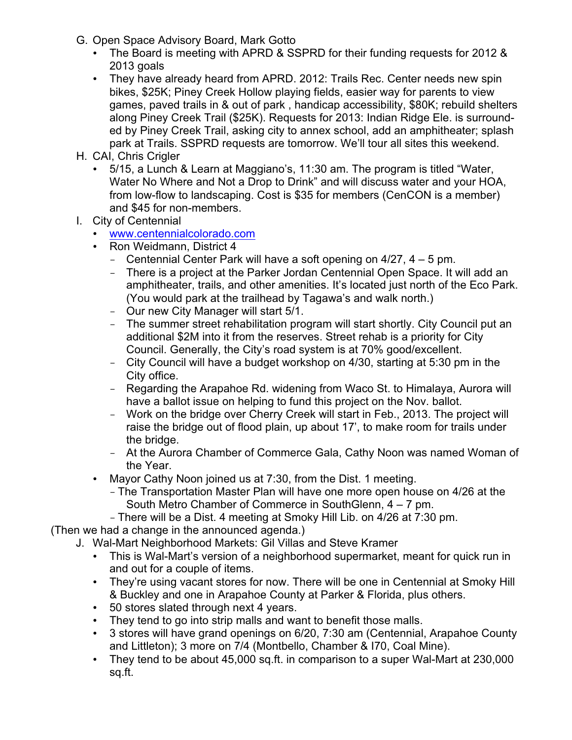G. Open Space Advisory Board, Mark Gotto
   - The Board is meeting with APRD & SSPRD for their funding requests for 2012 & 2013 goals
   - They have already heard from APRD. 2012: Trails Rec. Center needs new spin bikes, $25K; Piney Creek Hollow playing fields, easier way for parents to view games, paved trails in & out of park , handicap accessibility, $80K; rebuild shelters along Piney Creek Trail ($25K). Requests for 2013: Indian Ridge Ele. is surrounded by Piney Creek Trail, asking city to annex school, add an amphitheater; splash park at Trails. SSPRD requests are tomorrow. We'll tour all sites this weekend.

H. CAI, Chris Crigler
   - 5/15, a Lunch & Learn at Maggiano's, 11:30 am. The program is titled "Water, Water No Where and Not a Drop to Drink" and will discuss water and your HOA, from low-flow to landscaping. Cost is $35 for members (CenCON is a member) and $45 for non-members.

I. City of Centennial
   - www.centennialcolorado.com
   - Ron Weidmann, District 4
     - Centennial Center Park will have a soft opening on 4/27, 4 – 5 pm.
     - There is a project at the Parker Jordan Centennial Open Space. It will add an amphitheater, trails, and other amenities. It's located just north of the Eco Park. (You would park at the trailhead by Tagawa's and walk north.)
     - Our new City Manager will start 5/1.
     - The summer street rehabilitation program will start shortly. City Council put an additional $2M into it from the reserves. Street rehab is a priority for City Council. Generally, the City's road system is at 70% good/excellent.
     - City Council will have a budget workshop on 4/30, starting at 5:30 pm in the City office.
     - Regarding the Arapahoe Rd. widening from Waco St. to Himalaya, Aurora will have a ballot issue on helping to fund this project on the Nov. ballot.
     - Work on the bridge over Cherry Creek will start in Feb., 2013. The project will raise the bridge out of flood plain, up about 17', to make room for trails under the bridge.
     - At the Aurora Chamber of Commerce Gala, Cathy Noon was named Woman of the Year.
   - Mayor Cathy Noon joined us at 7:30, from the Dist. 1 meeting.
     - The Transportation Master Plan will have one more open house on 4/26 at the South Metro Chamber of Commerce in SouthGlenn, 4 – 7 pm.
     - There will be a Dist. 4 meeting at Smoky Hill Lib. on 4/26 at 7:30 pm.

(Then we had a change in the announced agenda.)

J. Wal-Mart Neighborhood Markets: Gil Villas and Steve Kramer
   - This is Wal-Mart's version of a neighborhood supermarket, meant for quick run in and out for a couple of items.
   - They're using vacant stores for now. There will be one in Centennial at Smoky Hill & Buckley and one in Arapahoe County at Parker & Florida, plus others.
   - 50 stores slated through next 4 years.
   - They tend to go into strip malls and want to benefit those malls.
   - 3 stores will have grand openings on 6/20, 7:30 am (Centennial, Arapahoe County and Littleton); 3 more on 7/4 (Montbello, Chamber & I70, Coal Mine).
   - They tend to be about 45,000 sq.ft. in comparison to a super Wal-Mart at 230,000 sq.ft.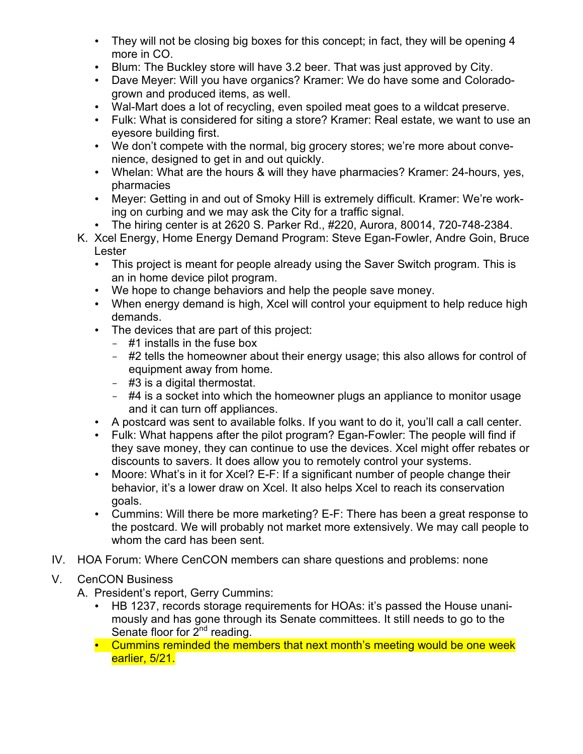- They will not be closing big boxes for this concept; in fact, they will be opening 4 more in CO.
- Blum: The Buckley store will have 3.2 beer. That was just approved by City.
- Dave Meyer: Will you have organics? Kramer: We do have some and Colorado-grown and produced items, as well.
- Wal-Mart does a lot of recycling, even spoiled meat goes to a wildcat preserve.
- Fulk: What is considered for siting a store? Kramer: Real estate, we want to use an eyesore building first.
- We don't compete with the normal, big grocery stores; we're more about convenience, designed to get in and out quickly.
- Whelan: What are the hours & will they have pharmacies? Kramer: 24-hours, yes, pharmacies
- Meyer: Getting in and out of Smoky Hill is extremely difficult. Kramer: We're working on curbing and we may ask the City for a traffic signal.
- The hiring center is at 2620 S. Parker Rd., #220, Aurora, 80014, 720-748-2384.

K. Xcel Energy, Home Energy Demand Program: Steve Egan-Fowler, Andre Goin, Bruce Lester
   - This project is meant for people already using the Saver Switch program. This is an in home device pilot program.
   - We hope to change behaviors and help the people save money.
   - When energy demand is high, Xcel will control your equipment to help reduce high demands.
   - The devices that are part of this project:
     - #1 installs in the fuse box
     - #2 tells the homeowner about their energy usage; this also allows for control of equipment away from home.
     - #3 is a digital thermostat.
     - #4 is a socket into which the homeowner plugs an appliance to monitor usage and it can turn off appliances.
   - A postcard was sent to available folks. If you want to do it, you'll call a call center.
   - Fulk: What happens after the pilot program? Egan-Fowler: The people will find if they save money, they can continue to use the devices. Xcel might offer rebates or discounts to savers. It does allow you to remotely control your systems.
   - Moore: What's in it for Xcel? E-F: If a significant number of people change their behavior, it's a lower draw on Xcel. It also helps Xcel to reach its conservation goals.
   - Cummins: Will there be more marketing? E-F: There has been a great response to the postcard. We will probably not market more extensively. We may call people to whom the card has been sent.

IV. HOA Forum: Where CenCON members can share questions and problems: none

V. CenCON Business

A. President's report, Gerry Cummins:
   - HB 1237, records storage requirements for HOAs: it's passed the House unanimously and has gone through its Senate committees. It still needs to go to the Senate floor for 2nd reading.
   - Cummins reminded the members that next month's meeting would be one week earlier, 5/21.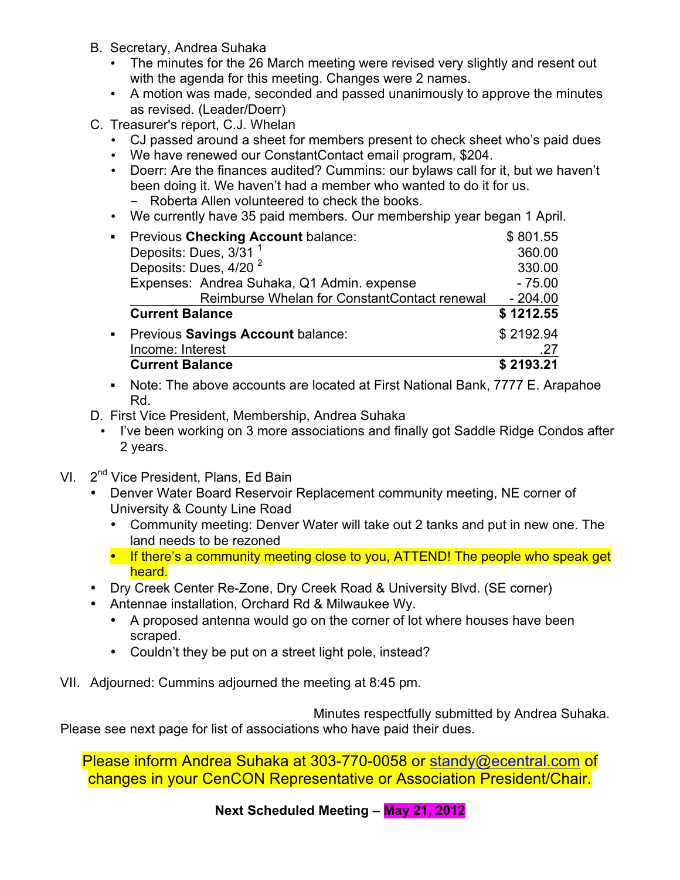B. Secretary, Andrea Suhaka
   - The minutes for the 26 March meeting were revised very slightly and resent out with the agenda for this meeting. Changes were 2 names.
   - A motion was made, seconded and passed unanimously to approve the minutes as revised. (Leader/Doerr)

C. Treasurer's report, C.J. Whelan
   - CJ passed around a sheet for members present to check sheet who's paid dues
   - We have renewed our ConstantContact email program, $204.
   - Doerr: Are the finances audited? Cummins: our bylaws call for it, but we haven't been doing it. We haven't had a member who wanted to do it for us.
     - Roberta Allen volunteered to check the books.
   - We currently have 35 paid members. Our membership year began 1 April.

| | |
|---|---|
| ▪ Previous **Checking Account** balance: | $ 801.55 |
| Deposits: Dues, 3/31 [1] | 360.00 |
| Deposits: Dues, 4/20 [2] | 330.00 |
| Expenses: Andrea Suhaka, Q1 Admin. expense | - 75.00 |
| Reimburse Whelan for ConstantContact renewal | - 204.00 |
| **Current Balance** | **$ 1212.55** |
| ▪ Previous **Savings Account** balance: | $ 2192.94 |
| Income: Interest | .27 |
| **Current Balance** | **$ 2193.21** |

   - Note: The above accounts are located at First National Bank, 7777 E. Arapahoe Rd.

D. First Vice President, Membership, Andrea Suhaka
   - I've been working on 3 more associations and finally got Saddle Ridge Condos after 2 years.

VI. 2nd Vice President, Plans, Ed Bain
   - Denver Water Board Reservoir Replacement community meeting, NE corner of University & County Line Road
     - Community meeting: Denver Water will take out 2 tanks and put in new one. The land needs to be rezoned
     - If there's a community meeting close to you, ATTEND! The people who speak get heard.
   - Dry Creek Center Re-Zone, Dry Creek Road & University Blvd. (SE corner)
   - Antennae installation, Orchard Rd & Milwaukee Wy.
     - A proposed antenna would go on the corner of lot where houses have been scraped.
     - Couldn't they be put on a street light pole, instead?

VII. Adjourned: Cummins adjourned the meeting at 8:45 pm.

Minutes respectfully submitted by Andrea Suhaka.

Please see next page for list of associations who have paid their dues.

Please inform Andrea Suhaka at 303-770-0058 or standy@ecentral.com of changes in your CenCON Representative or Association President/Chair.

**Next Scheduled Meeting – May 21, 2012**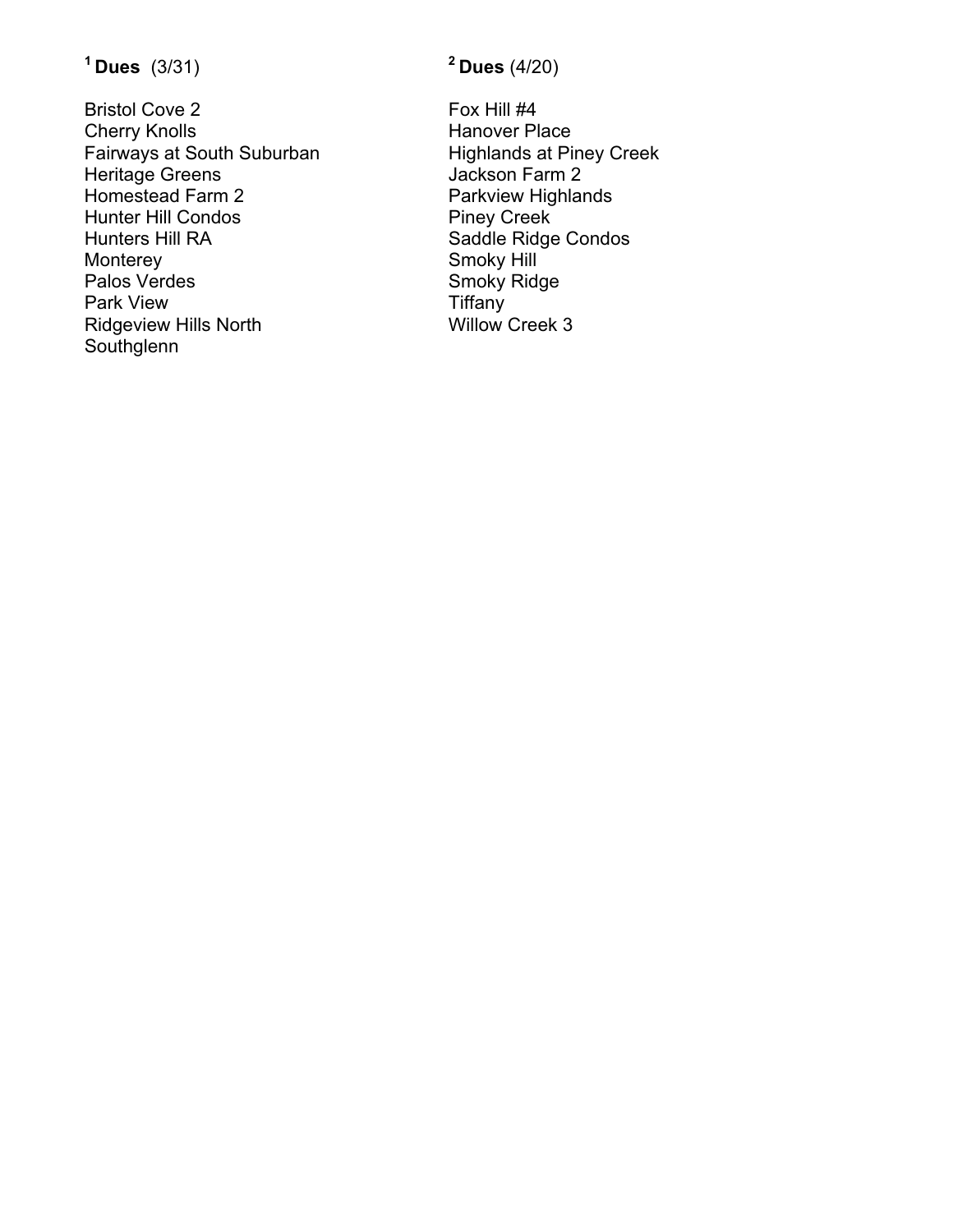**[1] Dues** (3/31)

Bristol Cove 2
Cherry Knolls
Fairways at South Suburban
Heritage Greens
Homestead Farm 2
Hunter Hill Condos
Hunters Hill RA
Monterey
Palos Verdes
Park View
Ridgeview Hills North
Southglenn

**[2] Dues** (4/20)

Fox Hill #4
Hanover Place
Highlands at Piney Creek
Jackson Farm 2
Parkview Highlands
Piney Creek
Saddle Ridge Condos
Smoky Hill
Smoky Ridge
Tiffany
Willow Creek 3